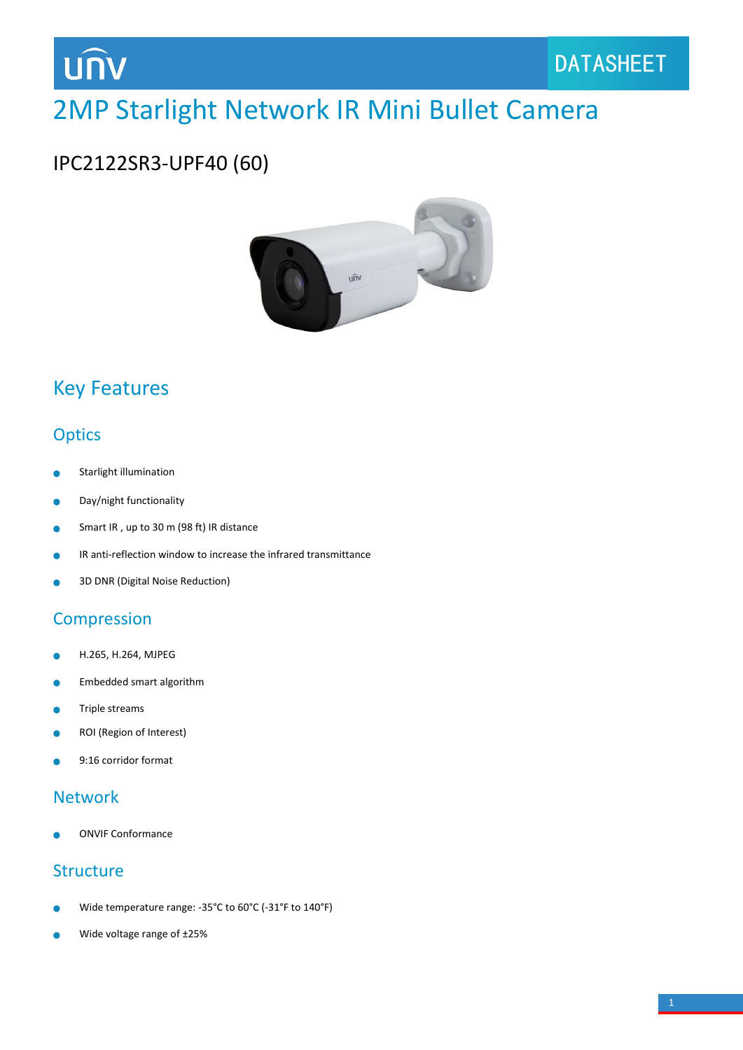unv

DATASHEET

# 2MP Starlight Network IR Mini Bullet Camera

## IPC2122SR3-UPF40 (60)

## Key Features

### Optics

- Starlight illumination
- Day/night functionality
- Smart IR , up to 30 m (98 ft) IR distance
- IR anti-reflection window to increase the infrared transmittance
- 3D DNR (Digital Noise Reduction)

### Compression

- H.265, H.264, MJPEG
- Embedded smart algorithm
- Triple streams
- ROI (Region of Interest)
- 9:16 corridor format

### Network

- ONVIF Conformance

### Structure

- Wide temperature range: -35°C to 60°C (-31°F to 140°F)
- Wide voltage range of ±25%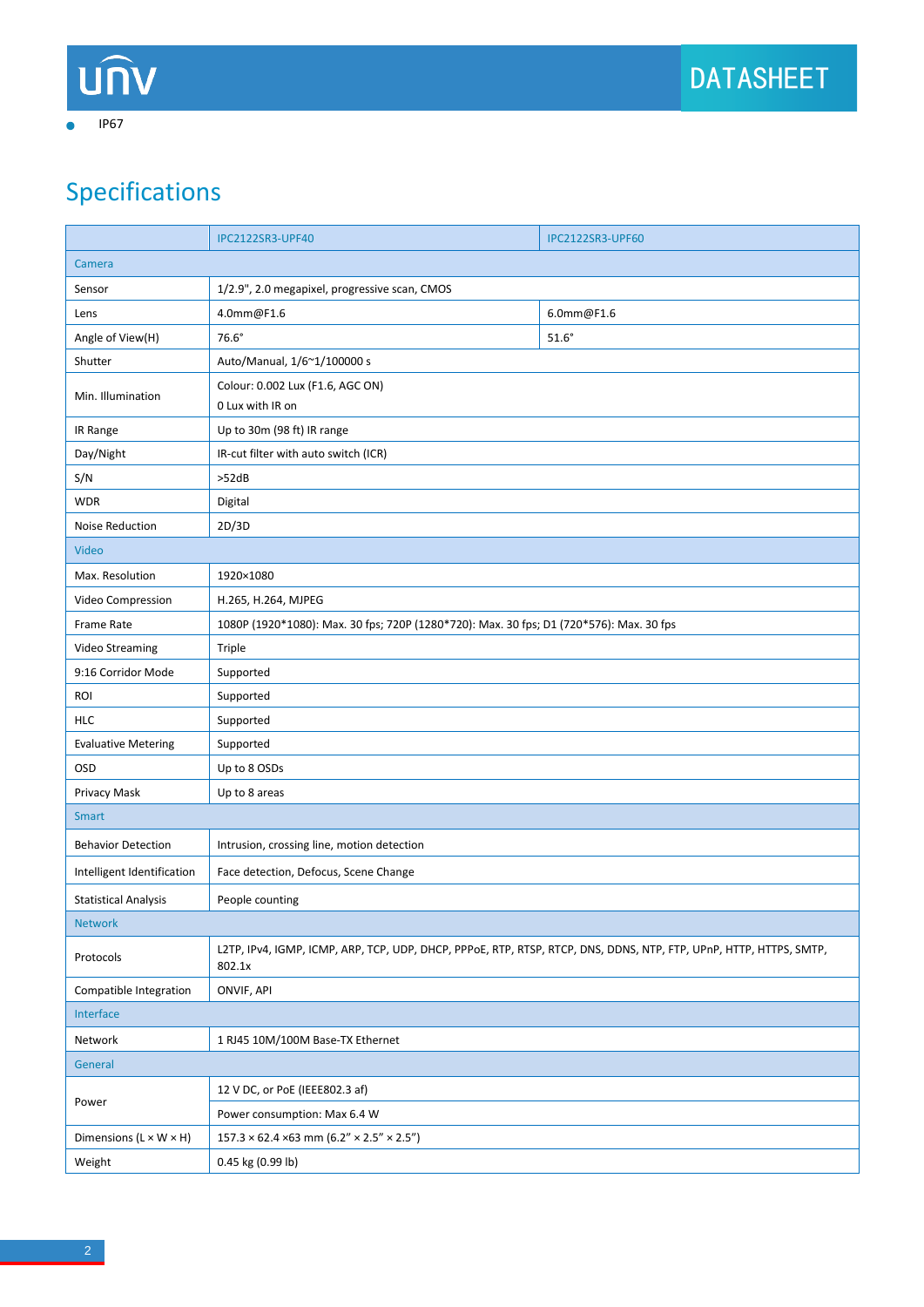- IP67

## Specifications

| | IPC2122SR3-UPF40 | IPC2122SR3-UPF60 |
|---|---|---|
| **Camera** | | |
| Sensor | 1/2.9", 2.0 megapixel, progressive scan, CMOS | |
| Lens | 4.0mm@F1.6 | 6.0mm@F1.6 |
| Angle of View(H) | 76.6° | 51.6° |
| Shutter | Auto/Manual, 1/6~1/100000 s | |
| Min. Illumination | Colour: 0.002 Lux (F1.6, AGC ON)<br>0 Lux with IR on | |
| IR Range | Up to 30m (98 ft) IR range | |
| Day/Night | IR-cut filter with auto switch (ICR) | |
| S/N | >52dB | |
| WDR | Digital | |
| Noise Reduction | 2D/3D | |
| **Video** | | |
| Max. Resolution | 1920×1080 | |
| Video Compression | H.265, H.264, MJPEG | |
| Frame Rate | 1080P (1920*1080): Max. 30 fps; 720P (1280*720): Max. 30 fps; D1 (720*576): Max. 30 fps | |
| Video Streaming | Triple | |
| 9:16 Corridor Mode | Supported | |
| ROI | Supported | |
| HLC | Supported | |
| Evaluative Metering | Supported | |
| OSD | Up to 8 OSDs | |
| Privacy Mask | Up to 8 areas | |
| **Smart** | | |
| Behavior Detection | Intrusion, crossing line, motion detection | |
| Intelligent Identification | Face detection, Defocus, Scene Change | |
| Statistical Analysis | People counting | |
| **Network** | | |
| Protocols | L2TP, IPv4, IGMP, ICMP, ARP, TCP, UDP, DHCP, PPPoE, RTP, RTSP, RTCP, DNS, DDNS, NTP, FTP, UPnP, HTTP, HTTPS, SMTP, 802.1x | |
| Compatible Integration | ONVIF, API | |
| **Interface** | | |
| Network | 1 RJ45 10M/100M Base-TX Ethernet | |
| **General** | | |
| Power | 12 V DC, or PoE (IEEE802.3 af)<br>Power consumption: Max 6.4 W | |
| Dimensions (L × W × H) | 157.3 × 62.4 ×63 mm (6.2" × 2.5" × 2.5") | |
| Weight | 0.45 kg (0.99 lb) | |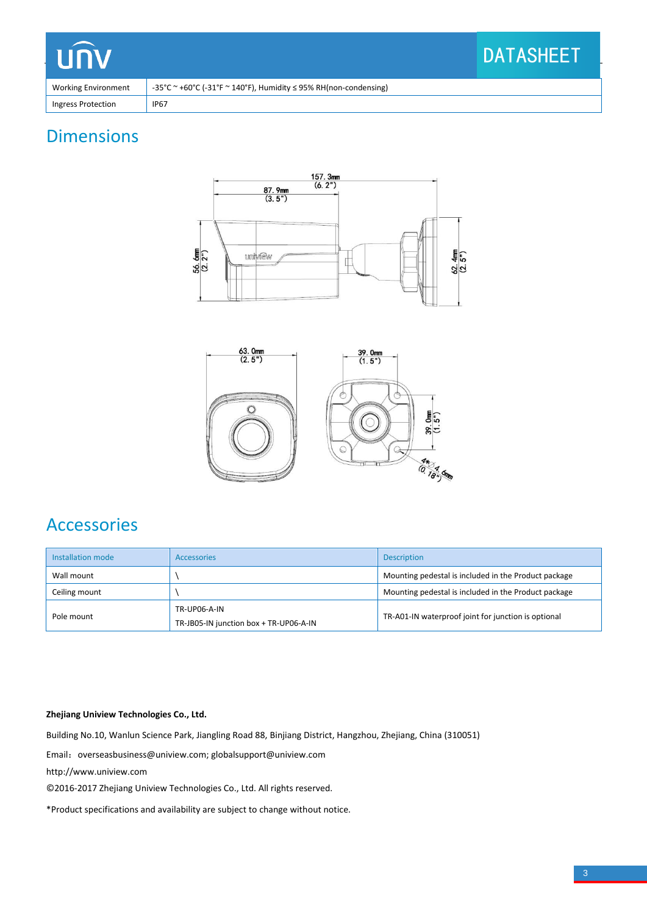| | |
|---|---|
| Working Environment | -35°C ~ +60°C (-31°F ~ 140°F), Humidity ≤ 95% RH(non-condensing) |
| Ingress Protection | IP67 |

## Dimensions

157.3mm
(6.2")
87.9mm
(3.5")
56.6mm
(2.2")
62.4mm
(2.5")
63.0mm
(2.5")
39.0mm
(1.5")
39.0mm
(1.5")
4*⌀4.6mm
(0.18")

## Accessories

| Installation mode | Accessories | Description |
|---|---|---|
| Wall mount | \ | Mounting pedestal is included in the Product package |
| Ceiling mount | \ | Mounting pedestal is included in the Product package |
| Pole mount | TR-UP06-A-IN<br>TR-JB05-IN junction box + TR-UP06-A-IN | TR-A01-IN waterproof joint for junction is optional |

**Zhejiang Uniview Technologies Co., Ltd.**

Building No.10, Wanlun Science Park, Jiangling Road 88, Binjiang District, Hangzhou, Zhejiang, China (310051)

Email：overseasbusiness@uniview.com; globalsupport@uniview.com

http://www.uniview.com

©2016-2017 Zhejiang Uniview Technologies Co., Ltd. All rights reserved.

*Product specifications and availability are subject to change without notice.